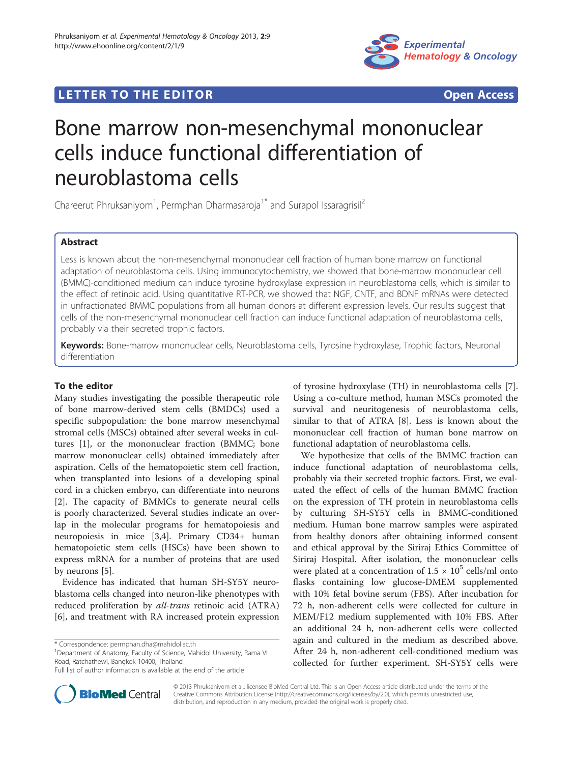LETTER TO THE EDITOR Open Access

# Bone marrow non-mesenchymal mononuclear cells induce functional differentiation of neuroblastoma cells

Chareerut Phruksaniyom[1], Permphan Dharmasaroja[1*] and Surapol Issaragrisil[2]

## Abstract

Less is known about the non-mesenchymal mononuclear cell fraction of human bone marrow on functional adaptation of neuroblastoma cells. Using immunocytochemistry, we showed that bone-marrow mononuclear cell (BMMC)-conditioned medium can induce tyrosine hydroxylase expression in neuroblastoma cells, which is similar to the effect of retinoic acid. Using quantitative RT-PCR, we showed that NGF, CNTF, and BDNF mRNAs were detected in unfractionated BMMC populations from all human donors at different expression levels. Our results suggest that cells of the non-mesenchymal mononuclear cell fraction can induce functional adaptation of neuroblastoma cells, probably via their secreted trophic factors.

**Keywords:** Bone-marrow mononuclear cells, Neuroblastoma cells, Tyrosine hydroxylase, Trophic factors, Neuronal differentiation

## To the editor

Many studies investigating the possible therapeutic role of bone marrow-derived stem cells (BMDCs) used a specific subpopulation: the bone marrow mesenchymal stromal cells (MSCs) obtained after several weeks in cultures [1], or the mononuclear fraction (BMMC; bone marrow mononuclear cells) obtained immediately after aspiration. Cells of the hematopoietic stem cell fraction, when transplanted into lesions of a developing spinal cord in a chicken embryo, can differentiate into neurons [2]. The capacity of BMMCs to generate neural cells is poorly characterized. Several studies indicate an overlap in the molecular programs for hematopoiesis and neuropoiesis in mice [3,4]. Primary CD34+ human hematopoietic stem cells (HSCs) have been shown to express mRNA for a number of proteins that are used by neurons [5].

Evidence has indicated that human SH-SY5Y neuroblastoma cells changed into neuron-like phenotypes with reduced proliferation by *all-trans* retinoic acid (ATRA) [6], and treatment with RA increased protein expression of tyrosine hydroxylase (TH) in neuroblastoma cells [7]. Using a co-culture method, human MSCs promoted the survival and neuritogenesis of neuroblastoma cells, similar to that of ATRA [8]. Less is known about the mononuclear cell fraction of human bone marrow on functional adaptation of neuroblastoma cells.

We hypothesize that cells of the BMMC fraction can induce functional adaptation of neuroblastoma cells, probably via their secreted trophic factors. First, we evaluated the effect of cells of the human BMMC fraction on the expression of TH protein in neuroblastoma cells by culturing SH-SY5Y cells in BMMC-conditioned medium. Human bone marrow samples were aspirated from healthy donors after obtaining informed consent and ethical approval by the Siriraj Ethics Committee of Siriraj Hospital. After isolation, the mononuclear cells were plated at a concentration of $1.5 \times 10^5$ cells/ml onto flasks containing low glucose-DMEM supplemented with 10% fetal bovine serum (FBS). After incubation for 72 h, non-adherent cells were collected for culture in MEM/F12 medium supplemented with 10% FBS. After an additional 24 h, non-adherent cells were collected again and cultured in the medium as described above. After 24 h, non-adherent cell-conditioned medium was collected for further experiment. SH-SY5Y cells were

* Correspondence: permphan.dha@mahidol.ac.th
[1]Department of Anatomy, Faculty of Science, Mahidol University, Rama VI Road, Ratchathewi, Bangkok 10400, Thailand
Full list of author information is available at the end of the article

© 2013 Phruksaniyom et al.; licensee BioMed Central Ltd. This is an Open Access article distributed under the terms of the Creative Commons Attribution License (http://creativecommons.org/licenses/by/2.0), which permits unrestricted use, distribution, and reproduction in any medium, provided the original work is properly cited.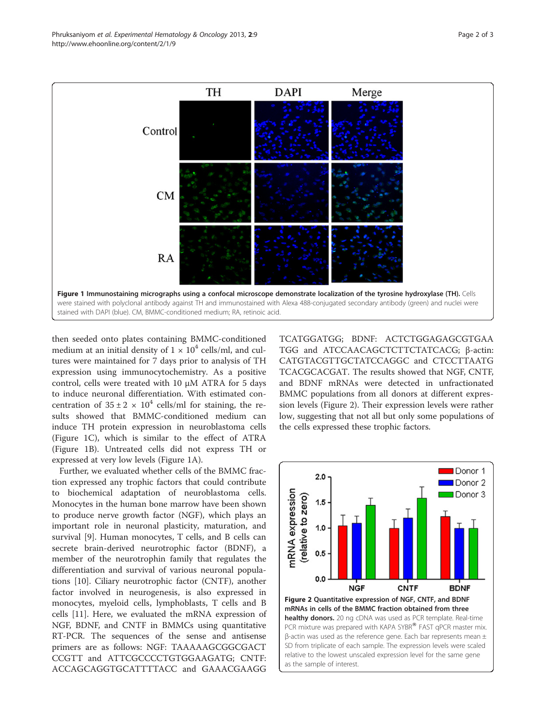Figure 1 **Immunostaining micrographs using a confocal microscope demonstrate localization of the tyrosine hydroxylase (TH).** Cells were stained with polyclonal antibody against TH and immunostained with Alexa 488-conjugated secondary antibody (green) and nuclei were stained with DAPI (blue). CM, BMMC-conditioned medium; RA, retinoic acid.

then seeded onto plates containing BMMC-conditioned medium at an initial density of $1 \times 10^4$ cells/ml, and cultures were maintained for 7 days prior to analysis of TH expression using immunocytochemistry. As a positive control, cells were treated with 10 μM ATRA for 5 days to induce neuronal differentiation. With estimated concentration of $35 \pm 2 \times 10^4$ cells/ml for staining, the results showed that BMMC-conditioned medium can induce TH protein expression in neuroblastoma cells (Figure 1C), which is similar to the effect of ATRA (Figure 1B). Untreated cells did not express TH or expressed at very low levels (Figure 1A).

Further, we evaluated whether cells of the BMMC fraction expressed any trophic factors that could contribute to biochemical adaptation of neuroblastoma cells. Monocytes in the human bone marrow have been shown to produce nerve growth factor (NGF), which plays an important role in neuronal plasticity, maturation, and survival [9]. Human monocytes, T cells, and B cells can secrete brain-derived neurotrophic factor (BDNF), a member of the neurotrophin family that regulates the differentiation and survival of various neuronal populations [10]. Ciliary neurotrophic factor (CNTF), another factor involved in neurogenesis, is also expressed in monocytes, myeloid cells, lymphoblasts, T cells and B cells [11]. Here, we evaluated the mRNA expression of NGF, BDNF, and CNTF in BMMCs using quantitative RT-PCR. The sequences of the sense and antisense primers are as follows: NGF: TAAAAAGCGGCGACT CCGTT and ATTCGCCCCTGTGGAAGATG; CNTF: ACCAGCAGGTGCATTTTACC and GAAACGAAGG TCATGGATGG; BDNF: ACTCTGGAGAGCGTGAA TGG and ATCCAACAGCTCTTCTATCACG; β-actin: CATGTACGTTGCTATCCAGGC and CTCCTTAATG TCACGCACGAT. The results showed that NGF, CNTF, and BDNF mRNAs were detected in unfractionated BMMC populations from all donors at different expression levels (Figure 2). Their expression levels were rather low, suggesting that not all but only some populations of the cells expressed these trophic factors.

**Figure 2 Quantitative expression of NGF, CNTF, and BDNF mRNAs in cells of the BMMC fraction obtained from three healthy donors.** 20 ng cDNA was used as PCR template. Real-time PCR mixture was prepared with KAPA SYBR® FAST qPCR master mix. β-actin was used as the reference gene. Each bar represents mean ± SD from triplicate of each sample. The expression levels were scaled relative to the lowest unscaled expression level for the same gene as the sample of interest.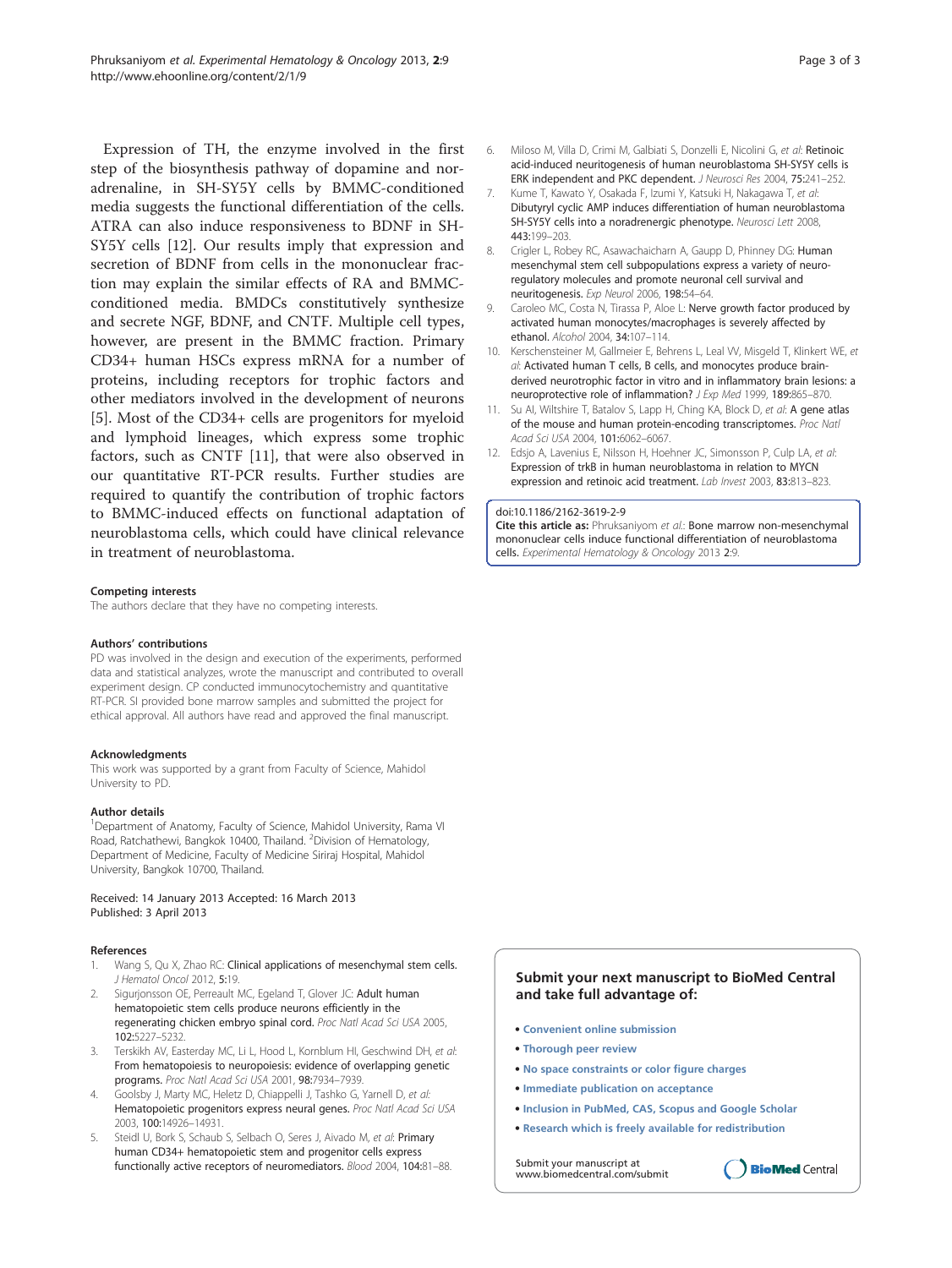Expression of TH, the enzyme involved in the first step of the biosynthesis pathway of dopamine and noradrenaline, in SH-SY5Y cells by BMMC-conditioned media suggests the functional differentiation of the cells. ATRA can also induce responsiveness to BDNF in SH-SY5Y cells [12]. Our results imply that expression and secretion of BDNF from cells in the mononuclear fraction may explain the similar effects of RA and BMMC-conditioned media. BMDCs constitutively synthesize and secrete NGF, BDNF, and CNTF. Multiple cell types, however, are present in the BMMC fraction. Primary CD34+ human HSCs express mRNA for a number of proteins, including receptors for trophic factors and other mediators involved in the development of neurons [5]. Most of the CD34+ cells are progenitors for myeloid and lymphoid lineages, which express some trophic factors, such as CNTF [11], that were also observed in our quantitative RT-PCR results. Further studies are required to quantify the contribution of trophic factors to BMMC-induced effects on functional adaptation of neuroblastoma cells, which could have clinical relevance in treatment of neuroblastoma.

#### Competing interests
The authors declare that they have no competing interests.

#### Authors' contributions
PD was involved in the design and execution of the experiments, performed data and statistical analyzes, wrote the manuscript and contributed to overall experiment design. CP conducted immunocytochemistry and quantitative RT-PCR. SI provided bone marrow samples and submitted the project for ethical approval. All authors have read and approved the final manuscript.

#### Acknowledgments
This work was supported by a grant from Faculty of Science, Mahidol University to PD.

#### Author details
[1]Department of Anatomy, Faculty of Science, Mahidol University, Rama VI Road, Ratchathewi, Bangkok 10400, Thailand. [2]Division of Hematology, Department of Medicine, Faculty of Medicine Siriraj Hospital, Mahidol University, Bangkok 10700, Thailand.

Received: 14 January 2013 Accepted: 16 March 2013
Published: 3 April 2013

#### References
1. Wang S, Qu X, Zhao RC: **Clinical applications of mesenchymal stem cells.** *J Hematol Oncol* 2012, **5:**19.
2. Sigurjonsson OE, Perreault MC, Egeland T, Glover JC: **Adult human hematopoietic stem cells produce neurons efficiently in the regenerating chicken embryo spinal cord.** *Proc Natl Acad Sci USA* 2005, **102:**5227–5232.
3. Terskikh AV, Easterday MC, Li L, Hood L, Kornblum HI, Geschwind DH, *et al*: **From hematopoiesis to neuropoiesis: evidence of overlapping genetic programs.** *Proc Natl Acad Sci USA* 2001, **98:**7934–7939.
4. Goolsby J, Marty MC, Heletz D, Chiappelli J, Tashko G, Yarnell D, *et al:* **Hematopoietic progenitors express neural genes.** *Proc Natl Acad Sci USA* 2003, **100:**14926–14931.
5. Steidl U, Bork S, Schaub S, Selbach O, Seres J, Aivado M, *et al*: **Primary human CD34+ hematopoietic stem and progenitor cells express functionally active receptors of neuromediators.** *Blood* 2004, **104:**81–88.
6. Miloso M, Villa D, Crimi M, Galbiati S, Donzelli E, Nicolini G, *et al*: **Retinoic acid-induced neuritogenesis of human neuroblastoma SH-SY5Y cells is ERK independent and PKC dependent.** *J Neurosci Res* 2004, **75:**241–252.
7. Kume T, Kawato Y, Osakada F, Izumi Y, Katsuki H, Nakagawa T, *et al*: **Dibutyryl cyclic AMP induces differentiation of human neuroblastoma SH-SY5Y cells into a noradrenergic phenotype.** *Neurosci Lett* 2008, **443:**199–203.
8. Crigler L, Robey RC, Asawachaicharn A, Gaupp D, Phinney DG: **Human mesenchymal stem cell subpopulations express a variety of neuro-regulatory molecules and promote neuronal cell survival and neuritogenesis.** *Exp Neurol* 2006, **198:**54–64.
9. Caroleo MC, Costa N, Tirassa P, Aloe L: **Nerve growth factor produced by activated human monocytes/macrophages is severely affected by ethanol.** *Alcohol* 2004, **34:**107–114.
10. Kerschensteiner M, Gallmeier E, Behrens L, Leal VV, Misgeld T, Klinkert WE, *et al*: **Activated human T cells, B cells, and monocytes produce brain-derived neurotrophic factor in vitro and in inflammatory brain lesions: a neuroprotective role of inflammation?** *J Exp Med* 1999, **189:**865–870.
11. Su AI, Wiltshire T, Batalov S, Lapp H, Ching KA, Block D, *et al*: **A gene atlas of the mouse and human protein-encoding transcriptomes.** *Proc Natl Acad Sci USA* 2004, **101:**6062–6067.
12. Edsjo A, Lavenius E, Nilsson H, Hoehner JC, Simonsson P, Culp LA, *et al*: **Expression of trkB in human neuroblastoma in relation to MYCN expression and retinoic acid treatment.** *Lab Invest* 2003, **83:**813–823.

doi:10.1186/2162-3619-2-9
**Cite this article as:** Phruksaniyom *et al.*: Bone marrow non-mesenchymal mononuclear cells induce functional differentiation of neuroblastoma cells. *Experimental Hematology & Oncology* 2013 **2**:9.

**Submit your next manuscript to BioMed Central and take full advantage of:**

- **Convenient online submission**
- **Thorough peer review**
- **No space constraints or color figure charges**
- **Immediate publication on acceptance**
- **Inclusion in PubMed, CAS, Scopus and Google Scholar**
- **Research which is freely available for redistribution**

Submit your manuscript at
www.biomedcentral.com/submit

BioMed Central